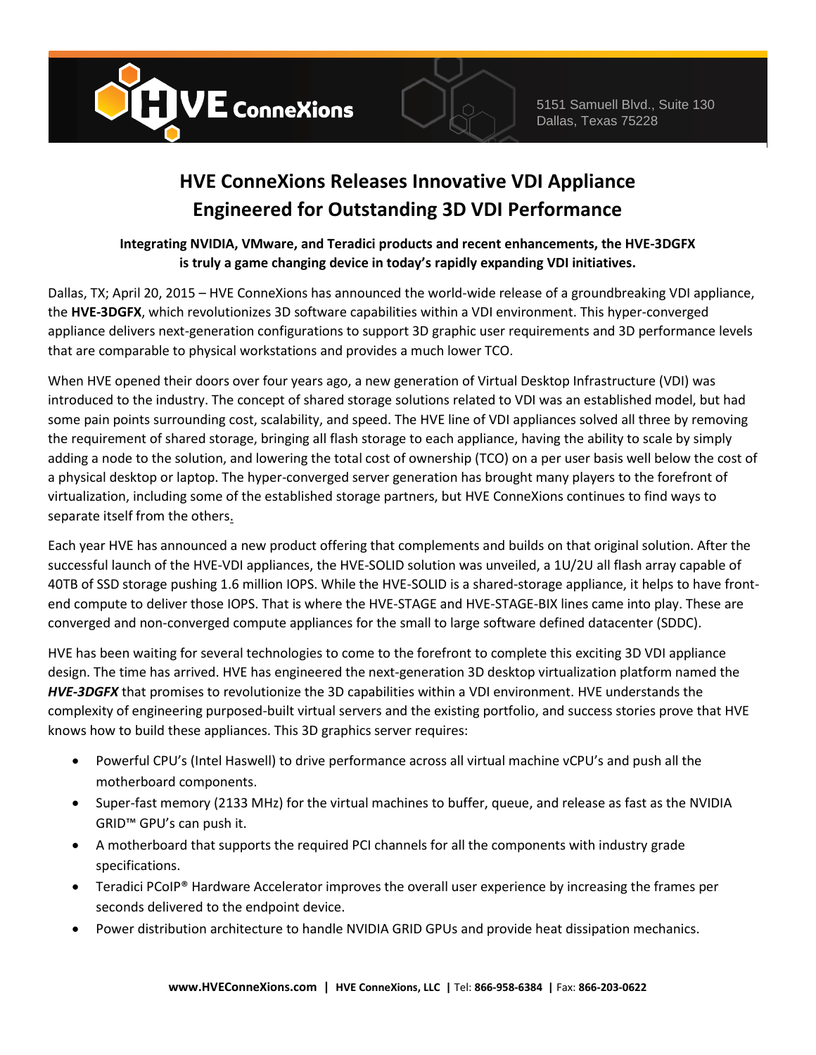HVE ConneXions

5151 Samuell Blvd., Suite 130
Dallas, Texas 75228

# HVE ConneXions Releases Innovative VDI Appliance Engineered for Outstanding 3D VDI Performance

**Integrating NVIDIA, VMware, and Teradici products and recent enhancements, the HVE-3DGFX is truly a game changing device in today's rapidly expanding VDI initiatives.**

Dallas, TX; April 20, 2015 – HVE ConneXions has announced the world-wide release of a groundbreaking VDI appliance, the **HVE-3DGFX**, which revolutionizes 3D software capabilities within a VDI environment. This hyper-converged appliance delivers next-generation configurations to support 3D graphic user requirements and 3D performance levels that are comparable to physical workstations and provides a much lower TCO.

When HVE opened their doors over four years ago, a new generation of Virtual Desktop Infrastructure (VDI) was introduced to the industry. The concept of shared storage solutions related to VDI was an established model, but had some pain points surrounding cost, scalability, and speed. The HVE line of VDI appliances solved all three by removing the requirement of shared storage, bringing all flash storage to each appliance, having the ability to scale by simply adding a node to the solution, and lowering the total cost of ownership (TCO) on a per user basis well below the cost of a physical desktop or laptop. The hyper-converged server generation has brought many players to the forefront of virtualization, including some of the established storage partners, but HVE ConneXions continues to find ways to separate itself from the others.

Each year HVE has announced a new product offering that complements and builds on that original solution. After the successful launch of the HVE-VDI appliances, the HVE-SOLID solution was unveiled, a 1U/2U all flash array capable of 40TB of SSD storage pushing 1.6 million IOPS. While the HVE-SOLID is a shared-storage appliance, it helps to have front-end compute to deliver those IOPS. That is where the HVE-STAGE and HVE-STAGE-BIX lines came into play. These are converged and non-converged compute appliances for the small to large software defined datacenter (SDDC).

HVE has been waiting for several technologies to come to the forefront to complete this exciting 3D VDI appliance design. The time has arrived. HVE has engineered the next-generation 3D desktop virtualization platform named the ***HVE-3DGFX*** that promises to revolutionize the 3D capabilities within a VDI environment. HVE understands the complexity of engineering purposed-built virtual servers and the existing portfolio, and success stories prove that HVE knows how to build these appliances. This 3D graphics server requires:

- Powerful CPU's (Intel Haswell) to drive performance across all virtual machine vCPU's and push all the motherboard components.
- Super-fast memory (2133 MHz) for the virtual machines to buffer, queue, and release as fast as the NVIDIA GRID™ GPU's can push it.
- A motherboard that supports the required PCI channels for all the components with industry grade specifications.
- Teradici PCoIP® Hardware Accelerator improves the overall user experience by increasing the frames per seconds delivered to the endpoint device.
- Power distribution architecture to handle NVIDIA GRID GPUs and provide heat dissipation mechanics.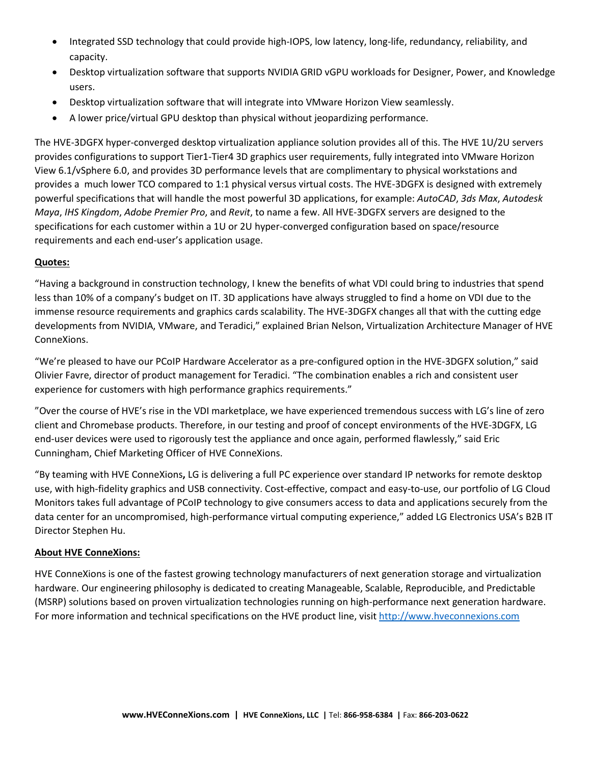- Integrated SSD technology that could provide high-IOPS, low latency, long-life, redundancy, reliability, and capacity.
- Desktop virtualization software that supports NVIDIA GRID vGPU workloads for Designer, Power, and Knowledge users.
- Desktop virtualization software that will integrate into VMware Horizon View seamlessly.
- A lower price/virtual GPU desktop than physical without jeopardizing performance.

The HVE-3DGFX hyper-converged desktop virtualization appliance solution provides all of this. The HVE 1U/2U servers provides configurations to support Tier1-Tier4 3D graphics user requirements, fully integrated into VMware Horizon View 6.1/vSphere 6.0, and provides 3D performance levels that are complimentary to physical workstations and provides a much lower TCO compared to 1:1 physical versus virtual costs. The HVE-3DGFX is designed with extremely powerful specifications that will handle the most powerful 3D applications, for example: *AutoCAD*, *3ds Max*, *Autodesk Maya*, *IHS Kingdom*, *Adobe Premier Pro*, and *Revit*, to name a few. All HVE-3DGFX servers are designed to the specifications for each customer within a 1U or 2U hyper-converged configuration based on space/resource requirements and each end-user's application usage.

**Quotes:**

"Having a background in construction technology, I knew the benefits of what VDI could bring to industries that spend less than 10% of a company's budget on IT. 3D applications have always struggled to find a home on VDI due to the immense resource requirements and graphics cards scalability. The HVE-3DGFX changes all that with the cutting edge developments from NVIDIA, VMware, and Teradici," explained Brian Nelson, Virtualization Architecture Manager of HVE ConneXions.

"We're pleased to have our PCoIP Hardware Accelerator as a pre-configured option in the HVE-3DGFX solution," said Olivier Favre, director of product management for Teradici. "The combination enables a rich and consistent user experience for customers with high performance graphics requirements."

"Over the course of HVE's rise in the VDI marketplace, we have experienced tremendous success with LG's line of zero client and Chromebase products. Therefore, in our testing and proof of concept environments of the HVE-3DGFX, LG end-user devices were used to rigorously test the appliance and once again, performed flawlessly," said Eric Cunningham, Chief Marketing Officer of HVE ConneXions.

"By teaming with HVE ConneXions**,** LG is delivering a full PC experience over standard IP networks for remote desktop use, with high-fidelity graphics and USB connectivity. Cost-effective, compact and easy-to-use, our portfolio of LG Cloud Monitors takes full advantage of PCoIP technology to give consumers access to data and applications securely from the data center for an uncompromised, high-performance virtual computing experience," added LG Electronics USA's B2B IT Director Stephen Hu.

**About HVE ConneXions:**

HVE ConneXions is one of the fastest growing technology manufacturers of next generation storage and virtualization hardware. Our engineering philosophy is dedicated to creating Manageable, Scalable, Reproducible, and Predictable (MSRP) solutions based on proven virtualization technologies running on high-performance next generation hardware. For more information and technical specifications on the HVE product line, visit http://www.hveconnexions.com